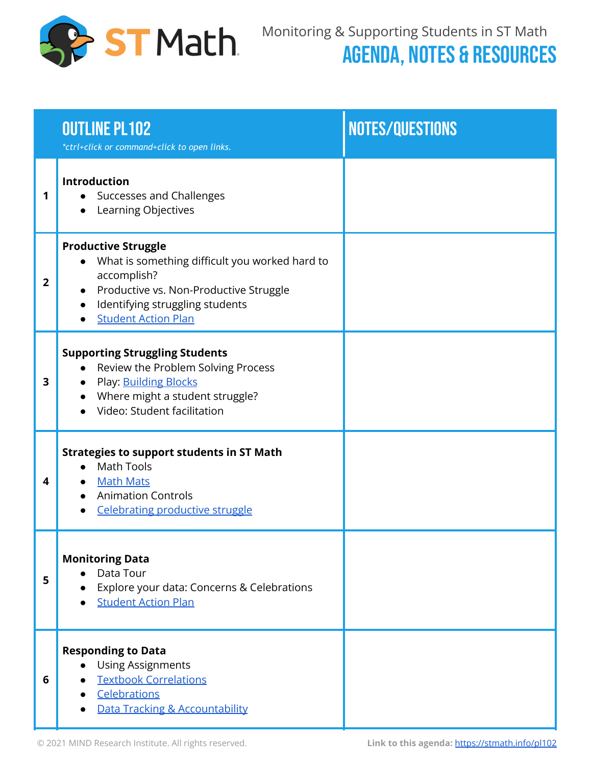ST Math

Monitoring & Supporting Students in ST Math

# AGENDA, NOTES & RESOURCES

| | OUTLINE PL102<br>*\*ctrl+click or command+click to open links.* | NOTES/QUESTIONS |
|---|---|---|
| 1 | **Introduction**<br>● Successes and Challenges<br>● Learning Objectives | |
| 2 | **Productive Struggle**<br>● What is something difficult you worked hard to accomplish?<br>● Productive vs. Non-Productive Struggle<br>● Identifying struggling students<br>● Student Action Plan | |
| 3 | **Supporting Struggling Students**<br>● Review the Problem Solving Process<br>● Play: Building Blocks<br>● Where might a student struggle?<br>● Video: Student facilitation | |
| 4 | **Strategies to support students in ST Math**<br>● Math Tools<br>● Math Mats<br>● Animation Controls<br>● Celebrating productive struggle | |
| 5 | **Monitoring Data**<br>● Data Tour<br>● Explore your data: Concerns & Celebrations<br>● Student Action Plan | |
| 6 | **Responding to Data**<br>● Using Assignments<br>● Textbook Correlations<br>● Celebrations<br>● Data Tracking & Accountability | |

© 2021 MIND Research Institute. All rights reserved.

**Link to this agenda:** https://stmath.info/pl102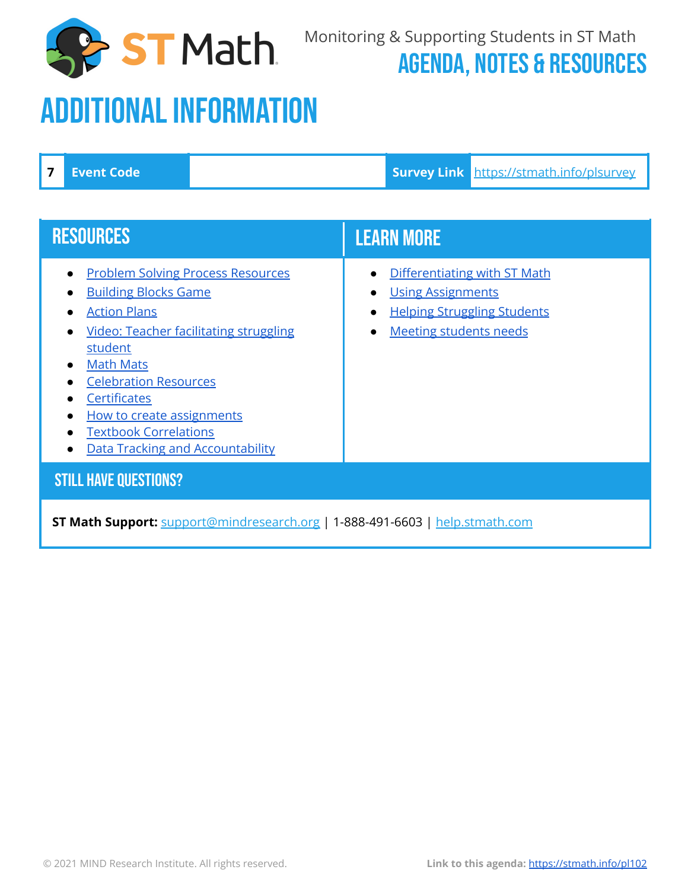# ADDITIONAL INFORMATION

| 7 | Event Code | | Survey Link | https://stmath.info/plsurvey |
|---|---|---|---|---|

## RESOURCES

- Problem Solving Process Resources
- Building Blocks Game
- Action Plans
- Video: Teacher facilitating struggling student
- Math Mats
- Celebration Resources
- Certificates
- How to create assignments
- Textbook Correlations
- Data Tracking and Accountability

## LEARN MORE

- Differentiating with ST Math
- Using Assignments
- Helping Struggling Students
- Meeting students needs

## STILL HAVE QUESTIONS?

**ST Math Support:** support@mindresearch.org | 1-888-491-6603 | help.stmath.com

© 2021 MIND Research Institute. All rights reserved.

**Link to this agenda:** https://stmath.info/pl102